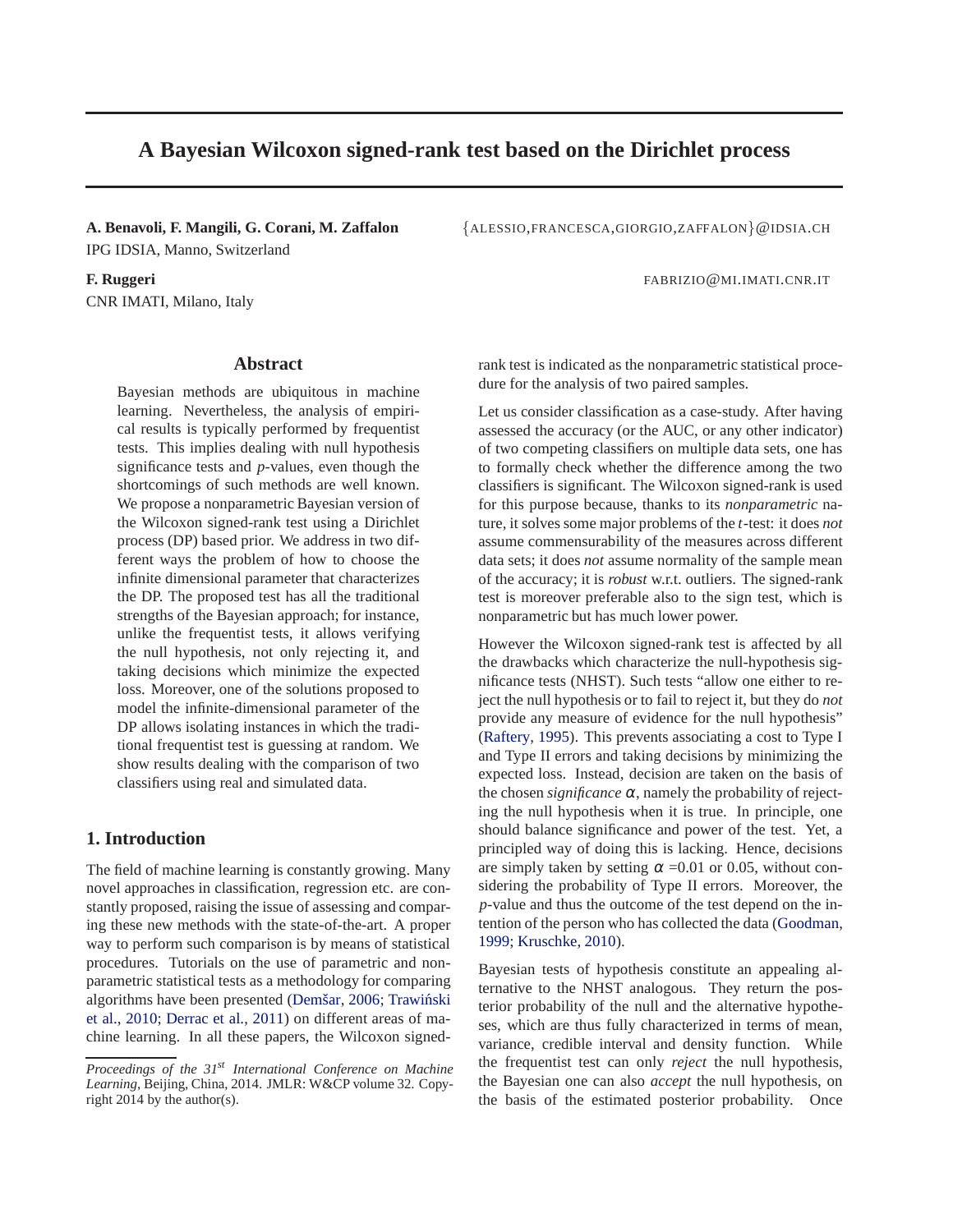# A Bayesian Wilcoxon signed-rank test based on the Dirichlet process

**A. Benavoli, F. Mangili, G. Corani, M. Zaffalon** {ALESSIO,FRANCESCA,GIORGIO,ZAFFALON}@IDSIA.CH
IPG IDSIA, Manno, Switzerland

**F. Ruggeri** FABRIZIO@MI.IMATI.CNR.IT
CNR IMATI, Milano, Italy

## Abstract

Bayesian methods are ubiquitous in machine learning. Nevertheless, the analysis of empirical results is typically performed by frequentist tests. This implies dealing with null hypothesis significance tests and *p*-values, even though the shortcomings of such methods are well known. We propose a nonparametric Bayesian version of the Wilcoxon signed-rank test using a Dirichlet process (DP) based prior. We address in two different ways the problem of how to choose the infinite dimensional parameter that characterizes the DP. The proposed test has all the traditional strengths of the Bayesian approach; for instance, unlike the frequentist tests, it allows verifying the null hypothesis, not only rejecting it, and taking decisions which minimize the expected loss. Moreover, one of the solutions proposed to model the infinite-dimensional parameter of the DP allows isolating instances in which the traditional frequentist test is guessing at random. We show results dealing with the comparison of two classifiers using real and simulated data.

## 1. Introduction

The field of machine learning is constantly growing. Many novel approaches in classification, regression etc. are constantly proposed, raising the issue of assessing and comparing these new methods with the state-of-the-art. A proper way to perform such comparison is by means of statistical procedures. Tutorials on the use of parametric and nonparametric statistical tests as a methodology for comparing algorithms have been presented (Demšar, 2006; Trawiński et al., 2010; Derrac et al., 2011) on different areas of machine learning. In all these papers, the Wilcoxon signed-rank test is indicated as the nonparametric statistical procedure for the analysis of two paired samples.

Let us consider classification as a case-study. After having assessed the accuracy (or the AUC, or any other indicator) of two competing classifiers on multiple data sets, one has to formally check whether the difference among the two classifiers is significant. The Wilcoxon signed-rank is used for this purpose because, thanks to its *nonparametric* nature, it solves some major problems of the *t*-test: it does *not* assume commensurability of the measures across different data sets; it does *not* assume normality of the sample mean of the accuracy; it is *robust* w.r.t. outliers. The signed-rank test is moreover preferable also to the sign test, which is nonparametric but has much lower power.

However the Wilcoxon signed-rank test is affected by all the drawbacks which characterize the null-hypothesis significance tests (NHST). Such tests "allow one either to reject the null hypothesis or to fail to reject it, but they do *not* provide any measure of evidence for the null hypothesis" (Raftery, 1995). This prevents associating a cost to Type I and Type II errors and taking decisions by minimizing the expected loss. Instead, decision are taken on the basis of the chosen *significance* $\alpha$, namely the probability of rejecting the null hypothesis when it is true. In principle, one should balance significance and power of the test. Yet, a principled way of doing this is lacking. Hence, decisions are simply taken by setting $\alpha$ =0.01 or 0.05, without considering the probability of Type II errors. Moreover, the *p*-value and thus the outcome of the test depend on the intention of the person who has collected the data (Goodman, 1999; Kruschke, 2010).

Bayesian tests of hypothesis constitute an appealing alternative to the NHST analogous. They return the posterior probability of the null and the alternative hypotheses, which are thus fully characterized in terms of mean, variance, credible interval and density function. While the frequentist test can only *reject* the null hypothesis, the Bayesian one can also *accept* the null hypothesis, on the basis of the estimated posterior probability. Once

*Proceedings of the 31st International Conference on Machine Learning*, Beijing, China, 2014. JMLR: W&CP volume 32. Copyright 2014 by the author(s).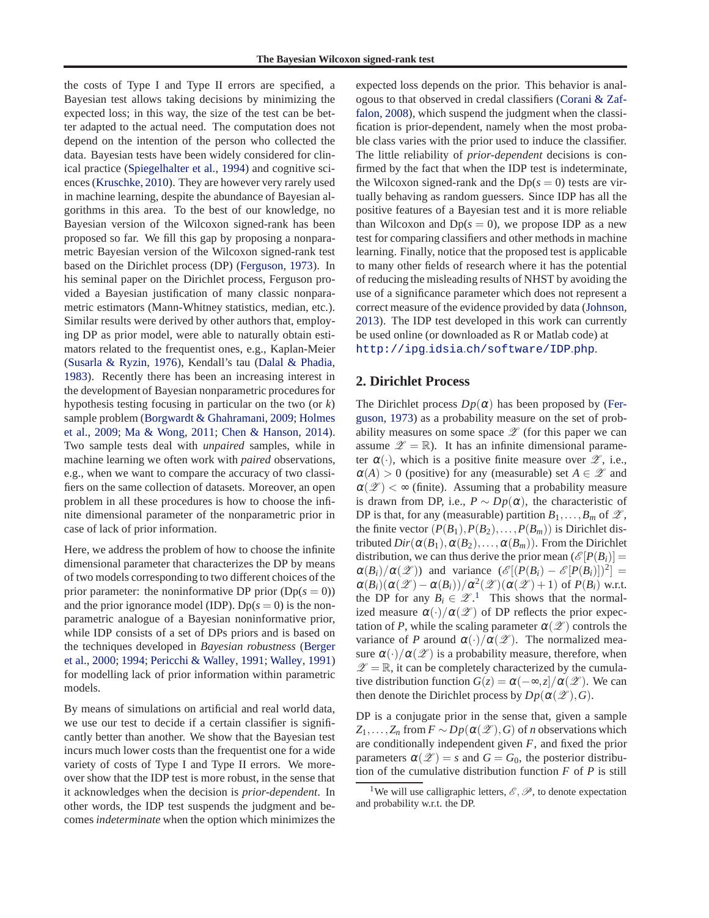the costs of Type I and Type II errors are specified, a Bayesian test allows taking decisions by minimizing the expected loss; in this way, the size of the test can be better adapted to the actual need. The computation does not depend on the intention of the person who collected the data. Bayesian tests have been widely considered for clinical practice (Spiegelhalter et al., 1994) and cognitive sciences (Kruschke, 2010). They are however very rarely used in machine learning, despite the abundance of Bayesian algorithms in this area. To the best of our knowledge, no Bayesian version of the Wilcoxon signed-rank has been proposed so far. We fill this gap by proposing a nonparametric Bayesian version of the Wilcoxon signed-rank test based on the Dirichlet process (DP) (Ferguson, 1973). In his seminal paper on the Dirichlet process, Ferguson provided a Bayesian justification of many classic nonparametric estimators (Mann-Whitney statistics, median, etc.). Similar results were derived by other authors that, employing DP as prior model, were able to naturally obtain estimators related to the frequentist ones, e.g., Kaplan-Meier (Susarla & Ryzin, 1976), Kendall's tau (Dalal & Phadia, 1983). Recently there has been an increasing interest in the development of Bayesian nonparametric procedures for hypothesis testing focusing in particular on the two (or $k$) sample problem (Borgwardt & Ghahramani, 2009; Holmes et al., 2009; Ma & Wong, 2011; Chen & Hanson, 2014). Two sample tests deal with *unpaired* samples, while in machine learning we often work with *paired* observations, e.g., when we want to compare the accuracy of two classifiers on the same collection of datasets. Moreover, an open problem in all these procedures is how to choose the infinite dimensional parameter of the nonparametric prior in case of lack of prior information.

Here, we address the problem of how to choose the infinite dimensional parameter that characterizes the DP by means of two models corresponding to two different choices of the prior parameter: the noninformative DP prior (Dp($s=0$)) and the prior ignorance model (IDP). Dp($s=0$) is the nonparametric analogue of a Bayesian noninformative prior, while IDP consists of a set of DPs priors and is based on the techniques developed in *Bayesian robustness* (Berger et al., 2000; 1994; Pericchi & Walley, 1991; Walley, 1991) for modelling lack of prior information within parametric models.

By means of simulations on artificial and real world data, we use our test to decide if a certain classifier is significantly better than another. We show that the Bayesian test incurs much lower costs than the frequentist one for a wide variety of costs of Type I and Type II errors. We moreover show that the IDP test is more robust, in the sense that it acknowledges when the decision is *prior-dependent*. In other words, the IDP test suspends the judgment and becomes *indeterminate* when the option which minimizes the expected loss depends on the prior. This behavior is analogous to that observed in credal classifiers (Corani & Zaffalon, 2008), which suspend the judgment when the classification is prior-dependent, namely when the most probable class varies with the prior used to induce the classifier. The little reliability of *prior-dependent* decisions is confirmed by the fact that when the IDP test is indeterminate, the Wilcoxon signed-rank and the Dp($s=0$) tests are virtually behaving as random guessers. Since IDP has all the positive features of a Bayesian test and it is more reliable than Wilcoxon and Dp($s=0$), we propose IDP as a new test for comparing classifiers and other methods in machine learning. Finally, notice that the proposed test is applicable to many other fields of research where it has the potential of reducing the misleading results of NHST by avoiding the use of a significance parameter which does not represent a correct measure of the evidence provided by data (Johnson, 2013). The IDP test developed in this work can currently be used online (or downloaded as R or Matlab code) at http://ipg.idsia.ch/software/IDP.php.

## 2. Dirichlet Process

The Dirichlet process $Dp(\alpha)$ has been proposed by (Ferguson, 1973) as a probability measure on the set of probability measures on some space $\mathscr{Z}$ (for this paper we can assume $\mathscr{Z}=\mathbb{R}$). It has an infinite dimensional parameter $\alpha(\cdot)$, which is a positive finite measure over $\mathscr{Z}$, i.e., $\alpha(A)>0$ (positive) for any (measurable) set $A\in\mathscr{Z}$ and $\alpha(\mathscr{Z})<\infty$ (finite). Assuming that a probability measure is drawn from DP, i.e., $P\sim Dp(\alpha)$, the characteristic of DP is that, for any (measurable) partition $B_1,\dots,B_m$ of $\mathscr{Z}$, the finite vector $(P(B_1),P(B_2),\dots,P(B_m))$ is Dirichlet distributed $Dir(\alpha(B_1),\alpha(B_2),\dots,\alpha(B_m))$. From the Dirichlet distribution, we can thus derive the prior mean ($\mathscr{E}[P(B_i)]=\alpha(B_i)/\alpha(\mathscr{Z})$) and variance ($\mathscr{E}[(P(B_i)-\mathscr{E}[P(B_i)])^2]=\alpha(B_i)(\alpha(\mathscr{Z})-\alpha(B_i))/\alpha^2(\mathscr{Z})(\alpha(\mathscr{Z})+1)$) of $P(B_i)$ w.r.t. the DP for any $B_i\in\mathscr{Z}$.[1] This shows that the normalized measure $\alpha(\cdot)/\alpha(\mathscr{Z})$ of DP reflects the prior expectation of $P$, while the scaling parameter $\alpha(\mathscr{Z})$ controls the variance of $P$ around $\alpha(\cdot)/\alpha(\mathscr{Z})$. The normalized measure $\alpha(\cdot)/\alpha(\mathscr{Z})$ is a probability measure, therefore, when $\mathscr{Z}=\mathbb{R}$, it can be completely characterized by the cumulative distribution function $G(z)=\alpha(-\infty,z]/\alpha(\mathscr{Z})$. We can then denote the Dirichlet process by $Dp(\alpha(\mathscr{Z}),G)$.

DP is a conjugate prior in the sense that, given a sample $Z_1,\dots,Z_n$ from $F\sim Dp(\alpha(\mathscr{Z}),G)$ of $n$ observations which are conditionally independent given $F$, and fixed the prior parameters $\alpha(\mathscr{Z})=s$ and $G=G_0$, the posterior distribution of the cumulative distribution function $F$ of $P$ is still

[1] We will use calligraphic letters, $\mathscr{E},\mathscr{P}$, to denote expectation and probability w.r.t. the DP.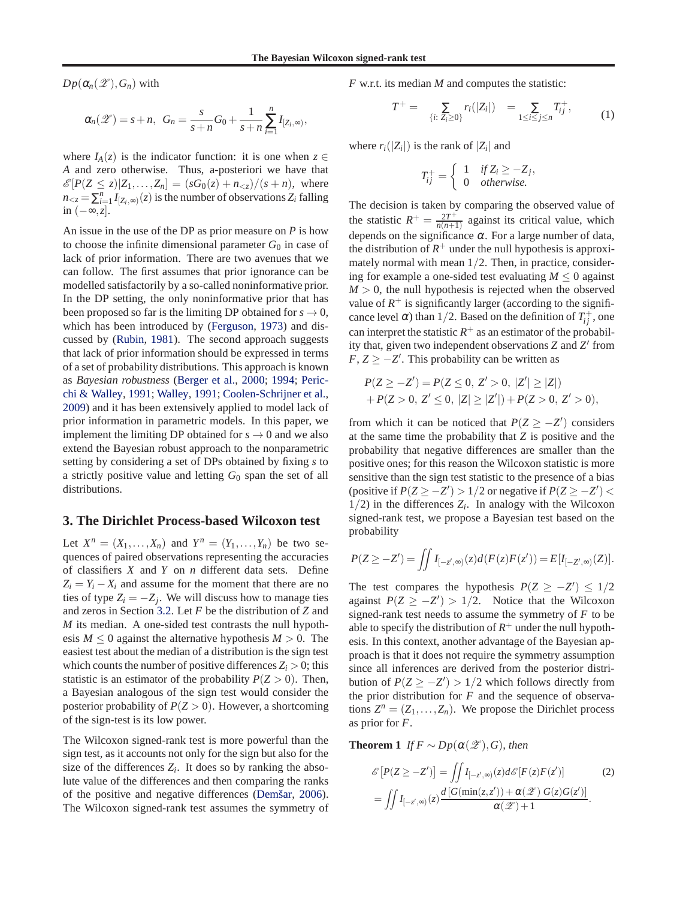$Dp(\alpha_n(\mathscr{Z}), G_n)$ with

$$\alpha_n(\mathscr{Z}) = s + n, \quad G_n = \frac{s}{s+n} G_0 + \frac{1}{s+n} \sum_{i=1}^{n} I_{[Z_i, \infty)},$$

where $I_A(z)$ is the indicator function: it is one when $z \in A$ and zero otherwise. Thus, a-posteriori we have that $\mathscr{E}[P(Z \leq z)|Z_1, \ldots, Z_n] = (sG_0(z) + n_{<z})/(s+n)$, where $n_{<z} = \sum_{i=1}^{n} I_{[Z_i,\infty)}(z)$ is the number of observations $Z_i$ falling in $(-\infty, z]$.

An issue in the use of the DP as prior measure on $P$ is how to choose the infinite dimensional parameter $G_0$ in case of lack of prior information. There are two avenues that we can follow. The first assumes that prior ignorance can be modelled satisfactorily by a so-called noninformative prior. In the DP setting, the only noninformative prior that has been proposed so far is the limiting DP obtained for $s \to 0$, which has been introduced by (Ferguson, 1973) and discussed by (Rubin, 1981). The second approach suggests that lack of prior information should be expressed in terms of a set of probability distributions. This approach is known as *Bayesian robustness* (Berger et al., 2000; 1994; Pericchi & Walley, 1991; Walley, 1991; Coolen-Schrijner et al., 2009) and it has been extensively applied to model lack of prior information in parametric models. In this paper, we implement the limiting DP obtained for $s \to 0$ and we also extend the Bayesian robust approach to the nonparametric setting by considering a set of DPs obtained by fixing $s$ to a strictly positive value and letting $G_0$ span the set of all distributions.

## 3. The Dirichlet Process-based Wilcoxon test

Let $X^n = (X_1, \ldots, X_n)$ and $Y^n = (Y_1, \ldots, Y_n)$ be two sequences of paired observations representing the accuracies of classifiers $X$ and $Y$ on $n$ different data sets. Define $Z_i = Y_i - X_i$ and assume for the moment that there are no ties of type $Z_i = -Z_j$. We will discuss how to manage ties and zeros in Section 3.2. Let $F$ be the distribution of $Z$ and $M$ its median. A one-sided test contrasts the null hypothesis $M \leq 0$ against the alternative hypothesis $M > 0$. The easiest test about the median of a distribution is the sign test which counts the number of positive differences $Z_i > 0$; this statistic is an estimator of the probability $P(Z > 0)$. Then, a Bayesian analogous of the sign test would consider the posterior probability of $P(Z > 0)$. However, a shortcoming of the sign-test is its low power.

The Wilcoxon signed-rank test is more powerful than the sign test, as it accounts not only for the sign but also for the size of the differences $Z_i$. It does so by ranking the absolute value of the differences and then comparing the ranks of the positive and negative differences (Demšar, 2006). The Wilcoxon signed-rank test assumes the symmetry of $F$ w.r.t. its median $M$ and computes the statistic:

$$T^+ = \sum_{\{i:\ Z_i \geq 0\}} r_i(|Z_i|) = \sum_{1 \leq i \leq j \leq n} T^+_{ij}, \tag{1}$$

where $r_i(|Z_i|)$ is the rank of $|Z_i|$ and

$$T^+_{ij} = \begin{cases} 1 & \text{if } Z_i \geq -Z_j, \\ 0 & \text{otherwise.} \end{cases}$$

The decision is taken by comparing the observed value of the statistic $R^+ = \frac{2T^+}{n(n+1)}$ against its critical value, which depends on the significance $\alpha$. For a large number of data, the distribution of $R^+$ under the null hypothesis is approximately normal with mean $1/2$. Then, in practice, considering for example a one-sided test evaluating $M \leq 0$ against $M > 0$, the null hypothesis is rejected when the observed value of $R^+$ is significantly larger (according to the significance level $\alpha$) than $1/2$. Based on the definition of $T^+_{ij}$, one can interpret the statistic $R^+$ as an estimator of the probability that, given two independent observations $Z$ and $Z'$ from $F$, $Z \geq -Z'$. This probability can be written as

$$\begin{aligned} P(Z \geq -Z') &= P(Z \leq 0,\ Z' > 0,\ |Z'| \geq |Z|) \\ &+ P(Z > 0,\ Z' \leq 0,\ |Z| \geq |Z'|) + P(Z > 0,\ Z' > 0), \end{aligned}$$

from which it can be noticed that $P(Z \geq -Z')$ considers at the same time the probability that $Z$ is positive and the probability that negative differences are smaller than the positive ones; for this reason the Wilcoxon statistic is more sensitive than the sign test statistic to the presence of a bias (positive if $P(Z \geq -Z') > 1/2$ or negative if $P(Z \geq -Z') < 1/2$) in the differences $Z_i$. In analogy with the Wilcoxon signed-rank test, we propose a Bayesian test based on the probability

$$P(Z \geq -Z') = \iint I_{[-z',\infty)}(z) d(F(z)F(z')) = E[I_{[-Z',\infty)}(Z)].$$

The test compares the hypothesis $P(Z \geq -Z') \leq 1/2$ against $P(Z \geq -Z') > 1/2$. Notice that the Wilcoxon signed-rank test needs to assume the symmetry of $F$ to be able to specify the distribution of $R^+$ under the null hypothesis. In this context, another advantage of the Bayesian approach is that it does not require the symmetry assumption since all inferences are derived from the posterior distribution of $P(Z \geq -Z') > 1/2$ which follows directly from the prior distribution for $F$ and the sequence of observations $Z^n = (Z_1, \ldots, Z_n)$. We propose the Dirichlet process as prior for $F$.

**Theorem 1** *If $F \sim Dp(\alpha(\mathscr{Z}), G)$, then*

$$\begin{aligned} \mathscr{E}\left[P(Z \geq -Z')\right] &= \iint I_{[-z',\infty)}(z) d\mathscr{E}[F(z)F(z')] \\ &= \iint I_{[-z',\infty)}(z) \frac{d\left[G(\min(z,z')) + \alpha(\mathscr{Z})\ G(z)G(z')\right]}{\alpha(\mathscr{Z}) + 1}. \end{aligned} \tag{2}$$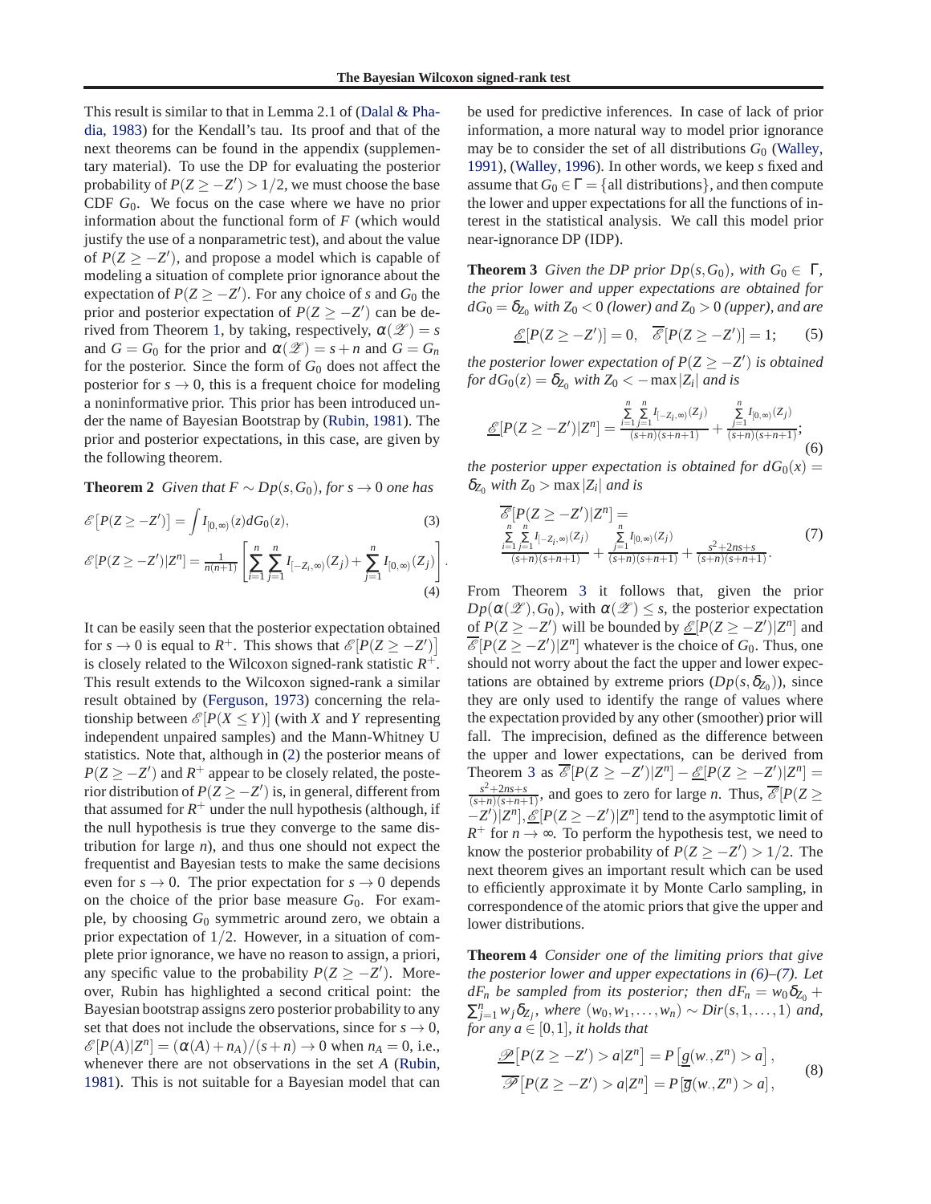This result is similar to that in Lemma 2.1 of (Dalal & Phadia, 1983) for the Kendall's tau. Its proof and that of the next theorems can be found in the appendix (supplementary material). To use the DP for evaluating the posterior probability of $P(Z \geq -Z') > 1/2$, we must choose the base CDF $G_0$. We focus on the case where we have no prior information about the functional form of $F$ (which would justify the use of a nonparametric test), and about the value of $P(Z \geq -Z')$, and propose a model which is capable of modeling a situation of complete prior ignorance about the expectation of $P(Z \geq -Z')$. For any choice of $s$ and $G_0$ the prior and posterior expectation of $P(Z \geq -Z')$ can be derived from Theorem 1, by taking, respectively, $\alpha(\mathscr{Z}) = s$ and $G = G_0$ for the prior and $\alpha(\mathscr{Z}) = s+n$ and $G = G_n$ for the posterior. Since the form of $G_0$ does not affect the posterior for $s \to 0$, this is a frequent choice for modeling a noninformative prior. This prior has been introduced under the name of Bayesian Bootstrap by (Rubin, 1981). The prior and posterior expectations, in this case, are given by the following theorem.

**Theorem 2** *Given that $F \sim Dp(s, G_0)$, for $s \to 0$ one has*

$$\mathscr{E}\left[P(Z \geq -Z')\right] = \int I_{[0,\infty)}(z) dG_0(z), \tag{3}$$

$$\mathscr{E}[P(Z \geq -Z')|Z^n] = \frac{1}{n(n+1)}\left[\sum_{i=1}^{n}\sum_{j=1}^{n} I_{[-Z_i,\infty)}(Z_j) + \sum_{j=1}^{n} I_{[0,\infty)}(Z_j)\right]. \tag{4}$$

It can be easily seen that the posterior expectation obtained for $s \to 0$ is equal to $R^+$. This shows that $\mathscr{E}[P(Z \geq -Z')]$ is closely related to the Wilcoxon signed-rank statistic $R^+$. This result extends to the Wilcoxon signed-rank a similar result obtained by (Ferguson, 1973) concerning the relationship between $\mathscr{E}[P(X \leq Y)]$ (with $X$ and $Y$ representing independent unpaired samples) and the Mann-Whitney U statistics. Note that, although in (2) the posterior means of $P(Z \geq -Z')$ and $R^+$ appear to be closely related, the posterior distribution of $P(Z \geq -Z')$ is, in general, different from that assumed for $R^+$ under the null hypothesis (although, if the null hypothesis is true they converge to the same distribution for large $n$), and thus one should not expect the frequentist and Bayesian tests to make the same decisions even for $s \to 0$. The prior expectation for $s \to 0$ depends on the choice of the prior base measure $G_0$. For example, by choosing $G_0$ symmetric around zero, we obtain a prior expectation of $1/2$. However, in a situation of complete prior ignorance, we have no reason to assign, a priori, any specific value to the probability $P(Z \geq -Z')$. Moreover, Rubin has highlighted a second critical point: the Bayesian bootstrap assigns zero posterior probability to any set that does not include the observations, since for $s \to 0$, $\mathscr{E}[P(A)|Z^n] = (\alpha(A) + n_A)/(s+n) \to 0$ when $n_A = 0$, i.e., whenever there are not observations in the set $A$ (Rubin, 1981). This is not suitable for a Bayesian model that can be used for predictive inferences. In case of lack of prior information, a more natural way to model prior ignorance may be to consider the set of all distributions $G_0$ (Walley, 1991), (Walley, 1996). In other words, we keep $s$ fixed and assume that $G_0 \in \Gamma = \{\text{all distributions}\}$, and then compute the lower and upper expectations for all the functions of interest in the statistical analysis. We call this model prior near-ignorance DP (IDP).

**Theorem 3** *Given the DP prior $Dp(s, G_0)$, with $G_0 \in \Gamma$, the prior lower and upper expectations are obtained for $dG_0 = \delta_{Z_0}$ with $Z_0 < 0$ (lower) and $Z_0 > 0$ (upper), and are*

$$\underline{\mathscr{E}}[P(Z \geq -Z')] = 0, \quad \overline{\mathscr{E}}[P(Z \geq -Z')] = 1; \tag{5}$$

*the posterior lower expectation of $P(Z \geq -Z')$ is obtained for $dG_0(z) = \delta_{Z_0}$ with $Z_0 < -\max|Z_i|$ and is*

$$\underline{\mathscr{E}}[P(Z \geq -Z')|Z^n] = \frac{\sum\limits_{i=1}^{n}\sum\limits_{j=1}^{n} I_{[-Z_i,\infty)}(Z_j)}{(s+n)(s+n+1)} + \frac{\sum\limits_{j=1}^{n} I_{[0,\infty)}(Z_j)}{(s+n)(s+n+1)}; \tag{6}$$

*the posterior upper expectation is obtained for $dG_0(x) = \delta_{Z_0}$ with $Z_0 > \max|Z_i|$ and is*

$$\overline{\mathscr{E}}[P(Z \geq -Z')|Z^n] = \frac{\sum\limits_{i=1}^{n}\sum\limits_{j=1}^{n} I_{[-Z_i,\infty)}(Z_j)}{(s+n)(s+n+1)} + \frac{\sum\limits_{j=1}^{n} I_{[0,\infty)}(Z_j)}{(s+n)(s+n+1)} + \frac{s^2+2ns+s}{(s+n)(s+n+1)}. \tag{7}$$

From Theorem 3 it follows that, given the prior $Dp(\alpha(\mathscr{Z}), G_0)$, with $\alpha(\mathscr{Z}) \leq s$, the posterior expectation of $P(Z \geq -Z')$ will be bounded by $\underline{\mathscr{E}}[P(Z \geq -Z')|Z^n]$ and $\overline{\mathscr{E}}[P(Z \geq -Z')|Z^n]$ whatever is the choice of $G_0$. Thus, one should not worry about the fact the upper and lower expectations are obtained by extreme priors ($Dp(s, \delta_{Z_0})$), since they are only used to identify the range of values where the expectation provided by any other (smoother) prior will fall. The imprecision, defined as the difference between the upper and lower expectations, can be derived from Theorem 3 as $\overline{\mathscr{E}}[P(Z \geq -Z')|Z^n] - \underline{\mathscr{E}}[P(Z \geq -Z')|Z^n] = \frac{s^2+2ns+s}{(s+n)(s+n+1)}$, and goes to zero for large $n$. Thus, $\overline{\mathscr{E}}[P(Z \geq -Z')|Z^n], \underline{\mathscr{E}}[P(Z \geq -Z')|Z^n]$ tend to the asymptotic limit of $R^+$ for $n \to \infty$. To perform the hypothesis test, we need to know the posterior probability of $P(Z \geq -Z') > 1/2$. The next theorem gives an important result which can be used to efficiently approximate it by Monte Carlo sampling, in correspondence of the atomic priors that give the upper and lower distributions.

**Theorem 4** *Consider one of the limiting priors that give the posterior lower and upper expectations in (6)–(7). Let $dF_n$ be sampled from its posterior; then $dF_n = w_0\delta_{Z_0} + \sum_{j=1}^{n} w_j \delta_{Z_j}$, where $(w_0, w_1, \ldots, w_n) \sim Dir(s, 1, \ldots, 1)$ and, for any $a \in [0,1]$, it holds that*

$$\begin{aligned}
\underline{\mathscr{P}}\left[P(Z \geq -Z') > a|Z^n\right] &= P\left[\underline{g}(w_\cdot, Z^n) > a\right], \\
\overline{\mathscr{P}}\left[P(Z \geq -Z') > a|Z^n\right] &= P\left[\overline{g}(w_\cdot, Z^n) > a\right],
\end{aligned} \tag{8}$$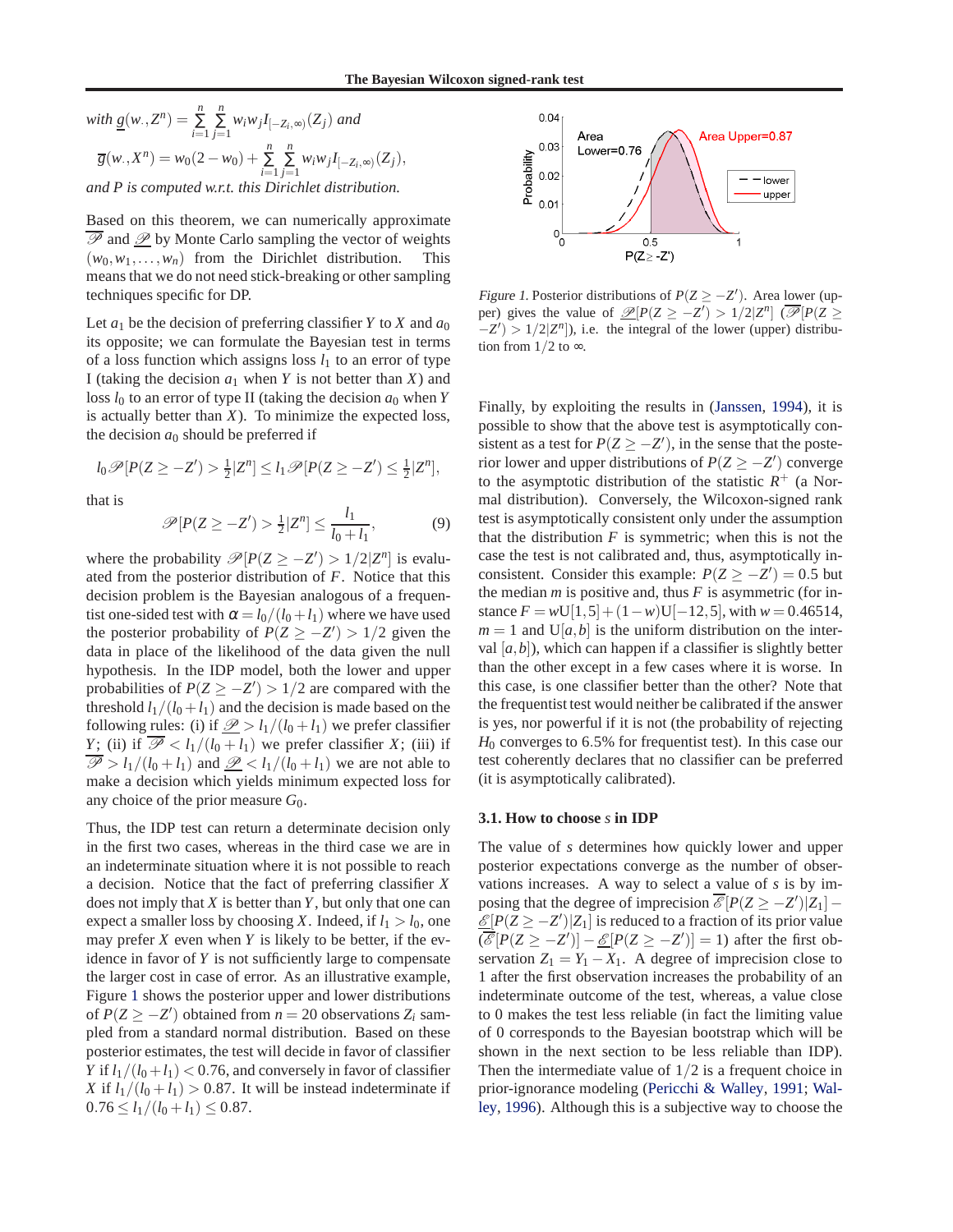with $\underline{g}(w_\cdot, Z^n) = \sum_{i=1}^{n}\sum_{j=1}^{n} w_i w_j I_{[-Z_i,\infty)}(Z_j)$ and

$\overline{g}(w_\cdot, X^n) = w_0(2-w_0) + \sum_{i=1}^{n}\sum_{j=1}^{n} w_i w_j I_{[-Z_i,\infty)}(Z_j),$

and $P$ is computed w.r.t. this Dirichlet distribution.

Based on this theorem, we can numerically approximate $\overline{\mathscr{P}}$ and $\underline{\mathscr{P}}$ by Monte Carlo sampling the vector of weights $(w_0, w_1, \ldots, w_n)$ from the Dirichlet distribution. This means that we do not need stick-breaking or other sampling techniques specific for DP.

Let $a_1$ be the decision of preferring classifier $Y$ to $X$ and $a_0$ its opposite; we can formulate the Bayesian test in terms of a loss function which assigns loss $l_1$ to an error of type I (taking the decision $a_1$ when $Y$ is not better than $X$) and loss $l_0$ to an error of type II (taking the decision $a_0$ when $Y$ is actually better than $X$). To minimize the expected loss, the decision $a_0$ should be preferred if

$$l_0 \mathscr{P}[P(Z \geq -Z') > \tfrac{1}{2}|Z^n] \leq l_1 \mathscr{P}[P(Z \geq -Z') \leq \tfrac{1}{2}|Z^n],$$

that is

$$\mathscr{P}[P(Z \geq -Z') > \tfrac{1}{2}|Z^n] \leq \frac{l_1}{l_0 + l_1}, \tag{9}$$

where the probability $\mathscr{P}[P(Z \geq -Z') > 1/2|Z^n]$ is evaluated from the posterior distribution of $F$. Notice that this decision problem is the Bayesian analogous of a frequentist one-sided test with $\alpha = l_0/(l_0 + l_1)$ where we have used the posterior probability of $P(Z \geq -Z') > 1/2$ given the data in place of the likelihood of the data given the null hypothesis. In the IDP model, both the lower and upper probabilities of $P(Z \geq -Z') > 1/2$ are compared with the threshold $l_1/(l_0 + l_1)$ and the decision is made based on the following rules: (i) if $\underline{\mathscr{P}} > l_1/(l_0 + l_1)$ we prefer classifier $Y$; (ii) if $\overline{\mathscr{P}} < l_1/(l_0 + l_1)$ we prefer classifier $X$; (iii) if $\overline{\mathscr{P}} > l_1/(l_0 + l_1)$ and $\underline{\mathscr{P}} < l_1/(l_0 + l_1)$ we are not able to make a decision which yields minimum expected loss for any choice of the prior measure $G_0$.

Thus, the IDP test can return a determinate decision only in the first two cases, whereas in the third case we are in an indeterminate situation where it is not possible to reach a decision. Notice that the fact of preferring classifier $X$ does not imply that $X$ is better than $Y$, but only that one can expect a smaller loss by choosing $X$. Indeed, if $l_1 > l_0$, one may prefer $X$ even when $Y$ is likely to be better, if the evidence in favor of $Y$ is not sufficiently large to compensate the larger cost in case of error. As an illustrative example, Figure 1 shows the posterior upper and lower distributions of $P(Z \geq -Z')$ obtained from $n = 20$ observations $Z_i$ sampled from a standard normal distribution. Based on these posterior estimates, the test will decide in favor of classifier $Y$ if $l_1/(l_0 + l_1) < 0.76$, and conversely in favor of classifier $X$ if $l_1/(l_0 + l_1) > 0.87$. It will be instead indeterminate if $0.76 \leq l_1/(l_0 + l_1) \leq 0.87$.

*Figure 1.* Posterior distributions of $P(Z \geq -Z')$. Area lower (upper) gives the value of $\underline{\mathscr{P}}[P(Z \geq -Z') > 1/2|Z^n]$ ($\overline{\mathscr{P}}[P(Z \geq -Z') > 1/2|Z^n]$), i.e. the integral of the lower (upper) distribution from $1/2$ to $\infty$.

Finally, by exploiting the results in (Janssen, 1994), it is possible to show that the above test is asymptotically consistent as a test for $P(Z \geq -Z')$, in the sense that the posterior lower and upper distributions of $P(Z \geq -Z')$ converge to the asymptotic distribution of the statistic $R^+$ (a Normal distribution). Conversely, the Wilcoxon-signed rank test is asymptotically consistent only under the assumption that the distribution $F$ is symmetric; when this is not the case the test is not calibrated and, thus, asymptotically inconsistent. Consider this example: $P(Z \geq -Z') = 0.5$ but the median $m$ is positive and, thus $F$ is asymmetric (for instance $F = w\mathrm{U}[1,5] + (1-w)\mathrm{U}[-12,5]$, with $w = 0.46514$, $m = 1$ and $\mathrm{U}[a,b]$ is the uniform distribution on the interval $[a,b]$), which can happen if a classifier is slightly better than the other except in a few cases where it is worse. In this case, is one classifier better than the other? Note that the frequentist test would neither be calibrated if the answer is yes, nor powerful if it is not (the probability of rejecting $H_0$ converges to 6.5% for frequentist test). In this case our test coherently declares that no classifier can be preferred (it is asymptotically calibrated).

### 3.1. How to choose $s$ in IDP

The value of $s$ determines how quickly lower and upper posterior expectations converge as the number of observations increases. A way to select a value of $s$ is by imposing that the degree of imprecision $\overline{\mathscr{E}}[P(Z \geq -Z')|Z_1] - \underline{\mathscr{E}}[P(Z \geq -Z')|Z_1]$ is reduced to a fraction of its prior value ($\overline{\mathscr{E}}[P(Z \geq -Z')] - \underline{\mathscr{E}}[P(Z \geq -Z')] = 1$) after the first observation $Z_1 = Y_1 - X_1$. A degree of imprecision close to 1 after the first observation increases the probability of an indeterminate outcome of the test, whereas, a value close to 0 makes the test less reliable (in fact the limiting value of 0 corresponds to the Bayesian bootstrap which will be shown in the next section to be less reliable than IDP). Then the intermediate value of $1/2$ is a frequent choice in prior-ignorance modeling (Pericchi & Walley, 1991; Walley, 1996). Although this is a subjective way to choose the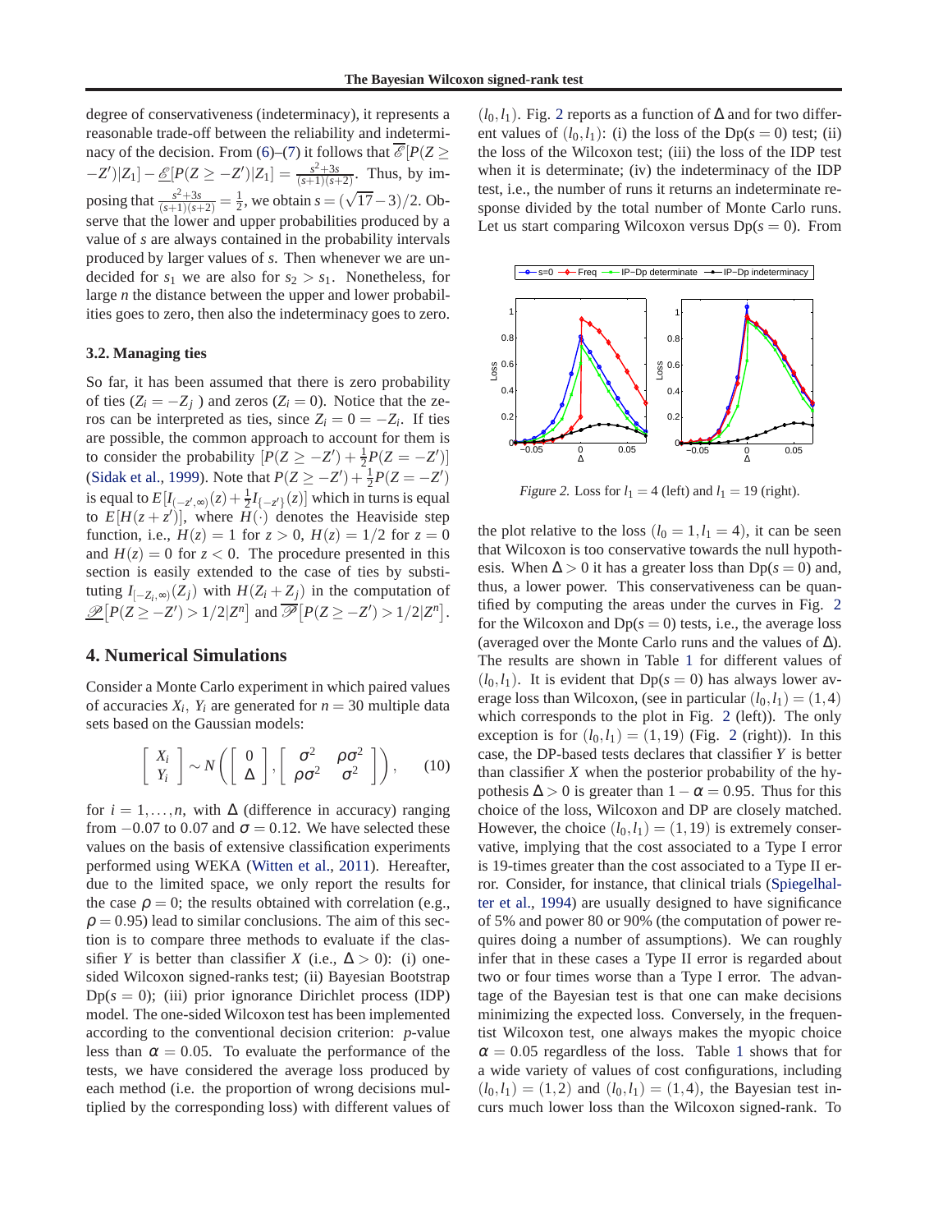degree of conservativeness (indeterminacy), it represents a reasonable trade-off between the reliability and indeterminacy of the decision. From (6)–(7) it follows that $\overline{\mathscr{E}}[P(Z \geq -Z')|Z_1] - \underline{\mathscr{E}}[P(Z \geq -Z')|Z_1] = \frac{s^2+3s}{(s+1)(s+2)}$. Thus, by imposing that $\frac{s^2+3s}{(s+1)(s+2)} = \frac{1}{2}$, we obtain $s = (\sqrt{17}-3)/2$. Observe that the lower and upper probabilities produced by a value of $s$ are always contained in the probability intervals produced by larger values of $s$. Then whenever we are undecided for $s_1$ we are also for $s_2 > s_1$. Nonetheless, for large $n$ the distance between the upper and lower probabilities goes to zero, then also the indeterminacy goes to zero.

### 3.2. Managing ties

So far, it has been assumed that there is zero probability of ties ($Z_i = -Z_j$ ) and zeros ($Z_i = 0$). Notice that the zeros can be interpreted as ties, since $Z_i = 0 = -Z_i$. If ties are possible, the common approach to account for them is to consider the probability $[P(Z \geq -Z') + \frac{1}{2}P(Z = -Z')]$ (Sidak et al., 1999). Note that $P(Z \geq -Z') + \frac{1}{2}P(Z = -Z')$ is equal to $E[I_{(-z',\infty)}(z) + \frac{1}{2}I_{\{-z'\}}(z)]$ which in turns is equal to $E[H(z+z')]$, where $H(\cdot)$ denotes the Heaviside step function, i.e., $H(z) = 1$ for $z > 0$, $H(z) = 1/2$ for $z = 0$ and $H(z) = 0$ for $z < 0$. The procedure presented in this section is easily extended to the case of ties by substituting $I_{[-Z_i,\infty)}(Z_j)$ with $H(Z_i + Z_j)$ in the computation of $\underline{\mathscr{P}}[P(Z \geq -Z') > 1/2|Z^n]$ and $\overline{\mathscr{P}}[P(Z \geq -Z') > 1/2|Z^n]$.

## 4. Numerical Simulations

Consider a Monte Carlo experiment in which paired values of accuracies $X_i$, $Y_i$ are generated for $n = 30$ multiple data sets based on the Gaussian models:

$$\begin{bmatrix} X_i \\ Y_i \end{bmatrix} \sim N\left( \begin{bmatrix} 0 \\ \Delta \end{bmatrix}, \begin{bmatrix} \sigma^2 & \rho\sigma^2 \\ \rho\sigma^2 & \sigma^2 \end{bmatrix} \right), \qquad (10)$$

for $i = 1, \ldots, n$, with $\Delta$ (difference in accuracy) ranging from $-0.07$ to $0.07$ and $\sigma = 0.12$. We have selected these values on the basis of extensive classification experiments performed using WEKA (Witten et al., 2011). Hereafter, due to the limited space, we only report the results for the case $\rho = 0$; the results obtained with correlation (e.g., $\rho = 0.95$) lead to similar conclusions. The aim of this section is to compare three methods to evaluate if the classifier $Y$ is better than classifier $X$ (i.e., $\Delta > 0$): (i) one-sided Wilcoxon signed-ranks test; (ii) Bayesian Bootstrap Dp($s = 0$); (iii) prior ignorance Dirichlet process (IDP) model. The one-sided Wilcoxon test has been implemented according to the conventional decision criterion: $p$-value less than $\alpha = 0.05$. To evaluate the performance of the tests, we have considered the average loss produced by each method (i.e. the proportion of wrong decisions multiplied by the corresponding loss) with different values of $(l_0, l_1)$. Fig. 2 reports as a function of $\Delta$ and for two different values of $(l_0, l_1)$: (i) the loss of the Dp($s = 0$) test; (ii) the loss of the Wilcoxon test; (iii) the loss of the IDP test when it is determinate; (iv) the indeterminacy of the IDP test, i.e., the number of runs it returns an indeterminate response divided by the total number of Monte Carlo runs. Let us start comparing Wilcoxon versus Dp($s = 0$). From

*Figure 2.* Loss for $l_1 = 4$ (left) and $l_1 = 19$ (right).

the plot relative to the loss ($l_0 = 1, l_1 = 4$), it can be seen that Wilcoxon is too conservative towards the null hypothesis. When $\Delta > 0$ it has a greater loss than Dp($s = 0$) and, thus, a lower power. This conservativeness can be quantified by computing the areas under the curves in Fig. 2 for the Wilcoxon and Dp($s = 0$) tests, i.e., the average loss (averaged over the Monte Carlo runs and the values of $\Delta$). The results are shown in Table 1 for different values of $(l_0, l_1)$. It is evident that Dp($s = 0$) has always lower average loss than Wilcoxon, (see in particular $(l_0, l_1) = (1, 4)$ which corresponds to the plot in Fig. 2 (left)). The only exception is for $(l_0, l_1) = (1, 19)$ (Fig. 2 (right)). In this case, the DP-based tests declares that classifier $Y$ is better than classifier $X$ when the posterior probability of the hypothesis $\Delta > 0$ is greater than $1 - \alpha = 0.95$. Thus for this choice of the loss, Wilcoxon and DP are closely matched. However, the choice $(l_0, l_1) = (1, 19)$ is extremely conservative, implying that the cost associated to a Type I error is 19-times greater than the cost associated to a Type II error. Consider, for instance, that clinical trials (Spiegelhalter et al., 1994) are usually designed to have significance of 5% and power 80 or 90% (the computation of power requires doing a number of assumptions). We can roughly infer that in these cases a Type II error is regarded about two or four times worse than a Type I error. The advantage of the Bayesian test is that one can make decisions minimizing the expected loss. Conversely, in the frequentist Wilcoxon test, one always makes the myopic choice $\alpha = 0.05$ regardless of the loss. Table 1 shows that for a wide variety of values of cost configurations, including $(l_0, l_1) = (1, 2)$ and $(l_0, l_1) = (1, 4)$, the Bayesian test incurs much lower loss than the Wilcoxon signed-rank. To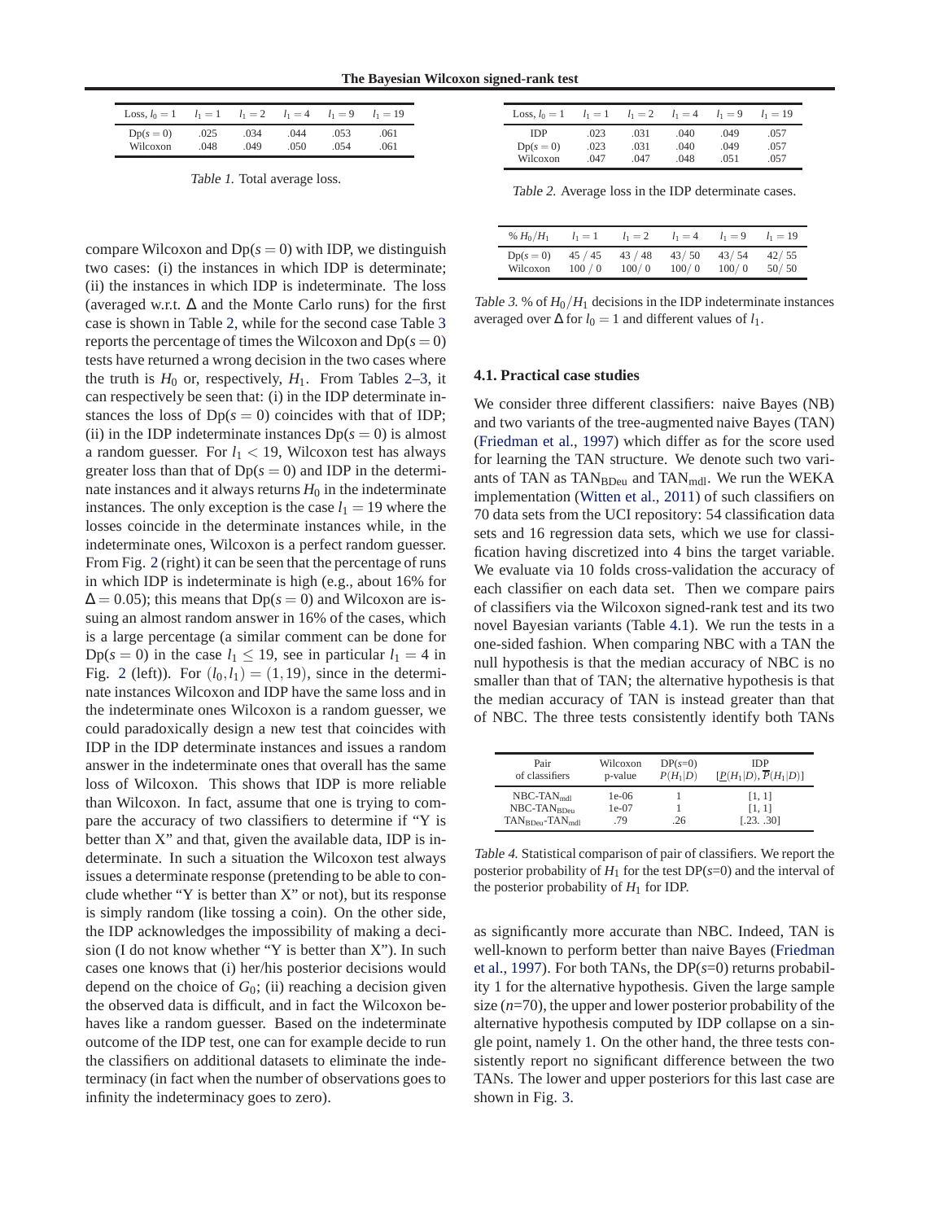| Loss, $l_0 = 1$ | $l_1 = 1$ | $l_1 = 2$ | $l_1 = 4$ | $l_1 = 9$ | $l_1 = 19$ |
|---|---|---|---|---|---|
| Dp($s = 0$) | .025 | .034 | .044 | .053 | .061 |
| Wilcoxon | .048 | .049 | .050 | .054 | .061 |

*Table 1.* Total average loss.

compare Wilcoxon and Dp($s = 0$) with IDP, we distinguish two cases: (i) the instances in which IDP is determinate; (ii) the instances in which IDP is indeterminate. The loss (averaged w.r.t. $\Delta$ and the Monte Carlo runs) for the first case is shown in Table 2, while for the second case Table 3 reports the percentage of times the Wilcoxon and Dp($s = 0$) tests have returned a wrong decision in the two cases where the truth is $H_0$ or, respectively, $H_1$. From Tables 2–3, it can respectively be seen that: (i) in the IDP determinate instances the loss of Dp($s = 0$) coincides with that of IDP; (ii) in the IDP indeterminate instances Dp($s = 0$) is almost a random guesser. For $l_1 < 19$, Wilcoxon test has always greater loss than that of Dp($s = 0$) and IDP in the determinate instances and it always returns $H_0$ in the indeterminate instances. The only exception is the case $l_1 = 19$ where the losses coincide in the determinate instances while, in the indeterminate ones, Wilcoxon is a perfect random guesser. From Fig. 2 (right) it can be seen that the percentage of runs in which IDP is indeterminate is high (e.g., about 16% for $\Delta = 0.05$); this means that Dp($s = 0$) and Wilcoxon are issuing an almost random answer in 16% of the cases, which is a large percentage (a similar comment can be done for Dp($s = 0$) in the case $l_1 \leq 19$, see in particular $l_1 = 4$ in Fig. 2 (left)). For $(l_0, l_1) = (1, 19)$, since in the determinate instances Wilcoxon and IDP have the same loss and in the indeterminate ones Wilcoxon is a random guesser, we could paradoxically design a new test that coincides with IDP in the IDP determinate instances and issues a random answer in the indeterminate ones that overall has the same loss of Wilcoxon. This shows that IDP is more reliable than Wilcoxon. In fact, assume that one is trying to compare the accuracy of two classifiers to determine if "Y is better than X" and that, given the available data, IDP is indeterminate. In such a situation the Wilcoxon test always issues a determinate response (pretending to be able to conclude whether "Y is better than X" or not), but its response is simply random (like tossing a coin). On the other side, the IDP acknowledges the impossibility of making a decision (I do not know whether "Y is better than X"). In such cases one knows that (i) her/his posterior decisions would depend on the choice of $G_0$; (ii) reaching a decision given the observed data is difficult, and in fact the Wilcoxon behaves like a random guesser. Based on the indeterminate outcome of the IDP test, one can for example decide to run the classifiers on additional datasets to eliminate the indeterminacy (in fact when the number of observations goes to infinity the indeterminacy goes to zero).

| Loss, $l_0 = 1$ | $l_1 = 1$ | $l_1 = 2$ | $l_1 = 4$ | $l_1 = 9$ | $l_1 = 19$ |
|---|---|---|---|---|---|
| IDP | .023 | .031 | .040 | .049 | .057 |
| Dp($s = 0$) | .023 | .031 | .040 | .049 | .057 |
| Wilcoxon | .047 | .047 | .048 | .051 | .057 |

*Table 2.* Average loss in the IDP determinate cases.

| % $H_0/H_1$ | $l_1 = 1$ | $l_1 = 2$ | $l_1 = 4$ | $l_1 = 9$ | $l_1 = 19$ |
|---|---|---|---|---|---|
| Dp($s = 0$) | 45 / 45 | 43 / 48 | 43/ 50 | 43/ 54 | 42/ 55 |
| Wilcoxon | 100 / 0 | 100/ 0 | 100/ 0 | 100/ 0 | 50/ 50 |

*Table 3.* % of $H_0/H_1$ decisions in the IDP indeterminate instances averaged over $\Delta$ for $l_0 = 1$ and different values of $l_1$.

### 4.1. Practical case studies

We consider three different classifiers: naive Bayes (NB) and two variants of the tree-augmented naive Bayes (TAN) (Friedman et al., 1997) which differ as for the score used for learning the TAN structure. We denote such two variants of TAN as $\text{TAN}_{\text{BDeu}}$ and $\text{TAN}_{\text{mdl}}$. We run the WEKA implementation (Witten et al., 2011) of such classifiers on 70 data sets from the UCI repository: 54 classification data sets and 16 regression data sets, which we use for classification having discretized into 4 bins the target variable. We evaluate via 10 folds cross-validation the accuracy of each classifier on each data set. Then we compare pairs of classifiers via the Wilcoxon signed-rank test and its two novel Bayesian variants (Table 4.1). We run the tests in a one-sided fashion. When comparing NBC with a TAN the null hypothesis is that the median accuracy of NBC is no smaller than that of TAN; the alternative hypothesis is that the median accuracy of TAN is instead greater than that of NBC. The three tests consistently identify both TANs

| Pair of classifiers | Wilcoxon p-value | DP($s$=0) $P(H_1\|D)$ | IDP $[\underline{P}(H_1\|D), \overline{P}(H_1\|D)]$ |
|---|---|---|---|
| NBC-$\text{TAN}_{\text{mdl}}$ | 1e-06 | 1 | [1, 1] |
| NBC-$\text{TAN}_{\text{BDeu}}$ | 1e-07 | 1 | [1, 1] |
| $\text{TAN}_{\text{BDeu}}$-$\text{TAN}_{\text{mdl}}$ | .79 | .26 | [.23. .30] |

*Table 4.* Statistical comparison of pair of classifiers. We report the posterior probability of $H_1$ for the test DP($s$=0) and the interval of the posterior probability of $H_1$ for IDP.

as significantly more accurate than NBC. Indeed, TAN is well-known to perform better than naive Bayes (Friedman et al., 1997). For both TANs, the DP($s$=0) returns probability 1 for the alternative hypothesis. Given the large sample size ($n$=70), the upper and lower posterior probability of the alternative hypothesis computed by IDP collapse on a single point, namely 1. On the other hand, the three tests consistently report no significant difference between the two TANs. The lower and upper posteriors for this last case are shown in Fig. 3.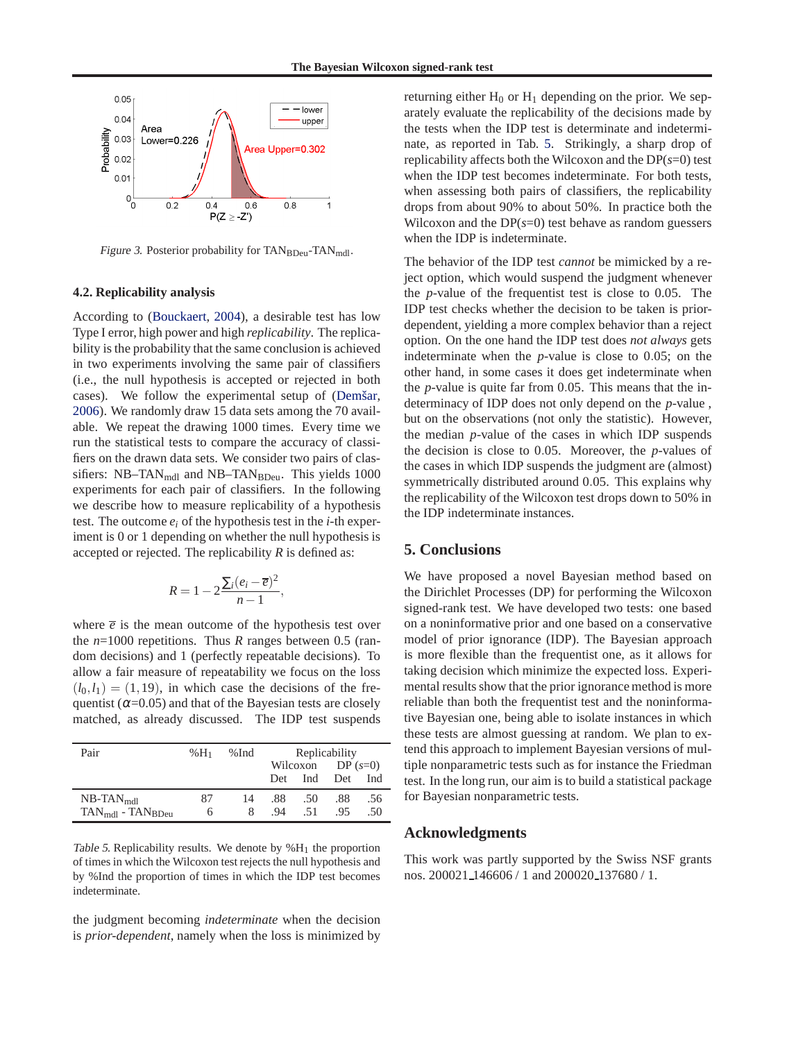*Figure 3.* Posterior probability for $TAN_{BDeu}$-$TAN_{mdl}$.

### 4.2. Replicability analysis

According to (Bouckaert, 2004), a desirable test has low Type I error, high power and high *replicability*. The replicability is the probability that the same conclusion is achieved in two experiments involving the same pair of classifiers (i.e., the null hypothesis is accepted or rejected in both cases). We follow the experimental setup of (Demšar, 2006). We randomly draw 15 data sets among the 70 available. We repeat the drawing 1000 times. Every time we run the statistical tests to compare the accuracy of classifiers on the drawn data sets. We consider two pairs of classifiers: NB–$TAN_{mdl}$ and NB–$TAN_{BDeu}$. This yields 1000 experiments for each pair of classifiers. In the following we describe how to measure replicability of a hypothesis test. The outcome $e_i$ of the hypothesis test in the $i$-th experiment is 0 or 1 depending on whether the null hypothesis is accepted or rejected. The replicability $R$ is defined as:

$$R = 1 - 2\frac{\sum_i (e_i - \overline{e})^2}{n-1},$$

where $\overline{e}$ is the mean outcome of the hypothesis test over the $n$=1000 repetitions. Thus $R$ ranges between 0.5 (random decisions) and 1 (perfectly repeatable decisions). To allow a fair measure of repeatability we focus on the loss $(l_0, l_1) = (1, 19)$, in which case the decisions of the frequentist ($\alpha$=0.05) and that of the Bayesian tests are closely matched, as already discussed. The IDP test suspends the judgment becoming *indeterminate* when the decision is *prior-dependent*, namely when the loss is minimized by returning either $H_0$ or $H_1$ depending on the prior. We separately evaluate the replicability of the decisions made by the tests when the IDP test is determinate and indeterminate, as reported in Tab. 5. Strikingly, a sharp drop of replicability affects both the Wilcoxon and the DP($s$=0) test when the IDP test becomes indeterminate. For both tests, when assessing both pairs of classifiers, the replicability drops from about 90% to about 50%. In practice both the Wilcoxon and the DP($s$=0) test behave as random guessers when the IDP is indeterminate.

| Pair | $\%H_1$ | %Ind | Replicability | | | |
|---|---|---|---|---|---|---|
| | | | Wilcoxon | | DP ($s$=0) | |
| | | | Det | Ind | Det | Ind |
| NB-$TAN_{mdl}$ | 87 | 14 | .88 | .50 | .88 | .56 |
| $TAN_{mdl}$ - $TAN_{BDeu}$ | 6 | 8 | .94 | .51 | .95 | .50 |

*Table 5.* Replicability results. We denote by $\%H_1$ the proportion of times in which the Wilcoxon test rejects the null hypothesis and by %Ind the proportion of times in which the IDP test becomes indeterminate.

The behavior of the IDP test *cannot* be mimicked by a reject option, which would suspend the judgment whenever the $p$-value of the frequentist test is close to 0.05. The IDP test checks whether the decision to be taken is prior-dependent, yielding a more complex behavior than a reject option. On the one hand the IDP test does *not always* gets indeterminate when the $p$-value is close to 0.05; on the other hand, in some cases it does get indeterminate when the $p$-value is quite far from 0.05. This means that the indeterminacy of IDP does not only depend on the $p$-value , but on the observations (not only the statistic). However, the median $p$-value of the cases in which IDP suspends the decision is close to 0.05. Moreover, the $p$-values of the cases in which IDP suspends the judgment are (almost) symmetrically distributed around 0.05. This explains why the replicability of the Wilcoxon test drops down to 50% in the IDP indeterminate instances.

## 5. Conclusions

We have proposed a novel Bayesian method based on the Dirichlet Processes (DP) for performing the Wilcoxon signed-rank test. We have developed two tests: one based on a noninformative prior and one based on a conservative model of prior ignorance (IDP). The Bayesian approach is more flexible than the frequentist one, as it allows for taking decision which minimize the expected loss. Experimental results show that the prior ignorance method is more reliable than both the frequentist test and the noninformative Bayesian one, being able to isolate instances in which these tests are almost guessing at random. We plan to extend this approach to implement Bayesian versions of multiple nonparametric tests such as for instance the Friedman test. In the long run, our aim is to build a statistical package for Bayesian nonparametric tests.

## Acknowledgments

This work was partly supported by the Swiss NSF grants nos. 200021_146606 / 1 and 200020_137680 / 1.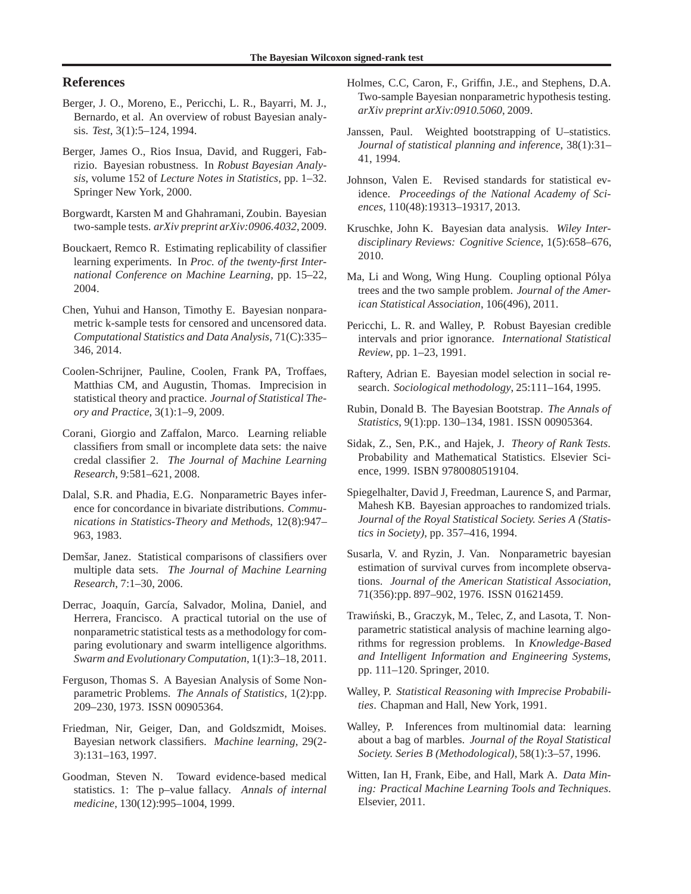## References

Berger, J. O., Moreno, E., Pericchi, L. R., Bayarri, M. J., Bernardo, et al. An overview of robust Bayesian analysis. *Test*, 3(1):5–124, 1994.

Berger, James O., Rios Insua, David, and Ruggeri, Fabrizio. Bayesian robustness. In *Robust Bayesian Analysis*, volume 152 of *Lecture Notes in Statistics*, pp. 1–32. Springer New York, 2000.

Borgwardt, Karsten M and Ghahramani, Zoubin. Bayesian two-sample tests. *arXiv preprint arXiv:0906.4032*, 2009.

Bouckaert, Remco R. Estimating replicability of classifier learning experiments. In *Proc. of the twenty-first International Conference on Machine Learning*, pp. 15–22, 2004.

Chen, Yuhui and Hanson, Timothy E. Bayesian nonparametric k-sample tests for censored and uncensored data. *Computational Statistics and Data Analysis*, 71(C):335–346, 2014.

Coolen-Schrijner, Pauline, Coolen, Frank PA, Troffaes, Matthias CM, and Augustin, Thomas. Imprecision in statistical theory and practice. *Journal of Statistical Theory and Practice*, 3(1):1–9, 2009.

Corani, Giorgio and Zaffalon, Marco. Learning reliable classifiers from small or incomplete data sets: the naive credal classifier 2. *The Journal of Machine Learning Research*, 9:581–621, 2008.

Dalal, S.R. and Phadia, E.G. Nonparametric Bayes inference for concordance in bivariate distributions. *Communications in Statistics-Theory and Methods*, 12(8):947–963, 1983.

Demšar, Janez. Statistical comparisons of classifiers over multiple data sets. *The Journal of Machine Learning Research*, 7:1–30, 2006.

Derrac, Joaquín, García, Salvador, Molina, Daniel, and Herrera, Francisco. A practical tutorial on the use of nonparametric statistical tests as a methodology for comparing evolutionary and swarm intelligence algorithms. *Swarm and Evolutionary Computation*, 1(1):3–18, 2011.

Ferguson, Thomas S. A Bayesian Analysis of Some Nonparametric Problems. *The Annals of Statistics*, 1(2):pp. 209–230, 1973. ISSN 00905364.

Friedman, Nir, Geiger, Dan, and Goldszmidt, Moises. Bayesian network classifiers. *Machine learning*, 29(2-3):131–163, 1997.

Goodman, Steven N. Toward evidence-based medical statistics. 1: The p–value fallacy. *Annals of internal medicine*, 130(12):995–1004, 1999.

Holmes, C.C, Caron, F., Griffin, J.E., and Stephens, D.A. Two-sample Bayesian nonparametric hypothesis testing. *arXiv preprint arXiv:0910.5060*, 2009.

Janssen, Paul. Weighted bootstrapping of U–statistics. *Journal of statistical planning and inference*, 38(1):31–41, 1994.

Johnson, Valen E. Revised standards for statistical evidence. *Proceedings of the National Academy of Sciences*, 110(48):19313–19317, 2013.

Kruschke, John K. Bayesian data analysis. *Wiley Interdisciplinary Reviews: Cognitive Science*, 1(5):658–676, 2010.

Ma, Li and Wong, Wing Hung. Coupling optional Pólya trees and the two sample problem. *Journal of the American Statistical Association*, 106(496), 2011.

Pericchi, L. R. and Walley, P. Robust Bayesian credible intervals and prior ignorance. *International Statistical Review*, pp. 1–23, 1991.

Raftery, Adrian E. Bayesian model selection in social research. *Sociological methodology*, 25:111–164, 1995.

Rubin, Donald B. The Bayesian Bootstrap. *The Annals of Statistics*, 9(1):pp. 130–134, 1981. ISSN 00905364.

Sidak, Z., Sen, P.K., and Hajek, J. *Theory of Rank Tests*. Probability and Mathematical Statistics. Elsevier Science, 1999. ISBN 9780080519104.

Spiegelhalter, David J, Freedman, Laurence S, and Parmar, Mahesh KB. Bayesian approaches to randomized trials. *Journal of the Royal Statistical Society. Series A (Statistics in Society)*, pp. 357–416, 1994.

Susarla, V. and Ryzin, J. Van. Nonparametric bayesian estimation of survival curves from incomplete observations. *Journal of the American Statistical Association*, 71(356):pp. 897–902, 1976. ISSN 01621459.

Trawiński, B., Graczyk, M., Telec, Z, and Lasota, T. Nonparametric statistical analysis of machine learning algorithms for regression problems. In *Knowledge-Based and Intelligent Information and Engineering Systems*, pp. 111–120. Springer, 2010.

Walley, P. *Statistical Reasoning with Imprecise Probabilities*. Chapman and Hall, New York, 1991.

Walley, P. Inferences from multinomial data: learning about a bag of marbles. *Journal of the Royal Statistical Society. Series B (Methodological)*, 58(1):3–57, 1996.

Witten, Ian H, Frank, Eibe, and Hall, Mark A. *Data Mining: Practical Machine Learning Tools and Techniques*. Elsevier, 2011.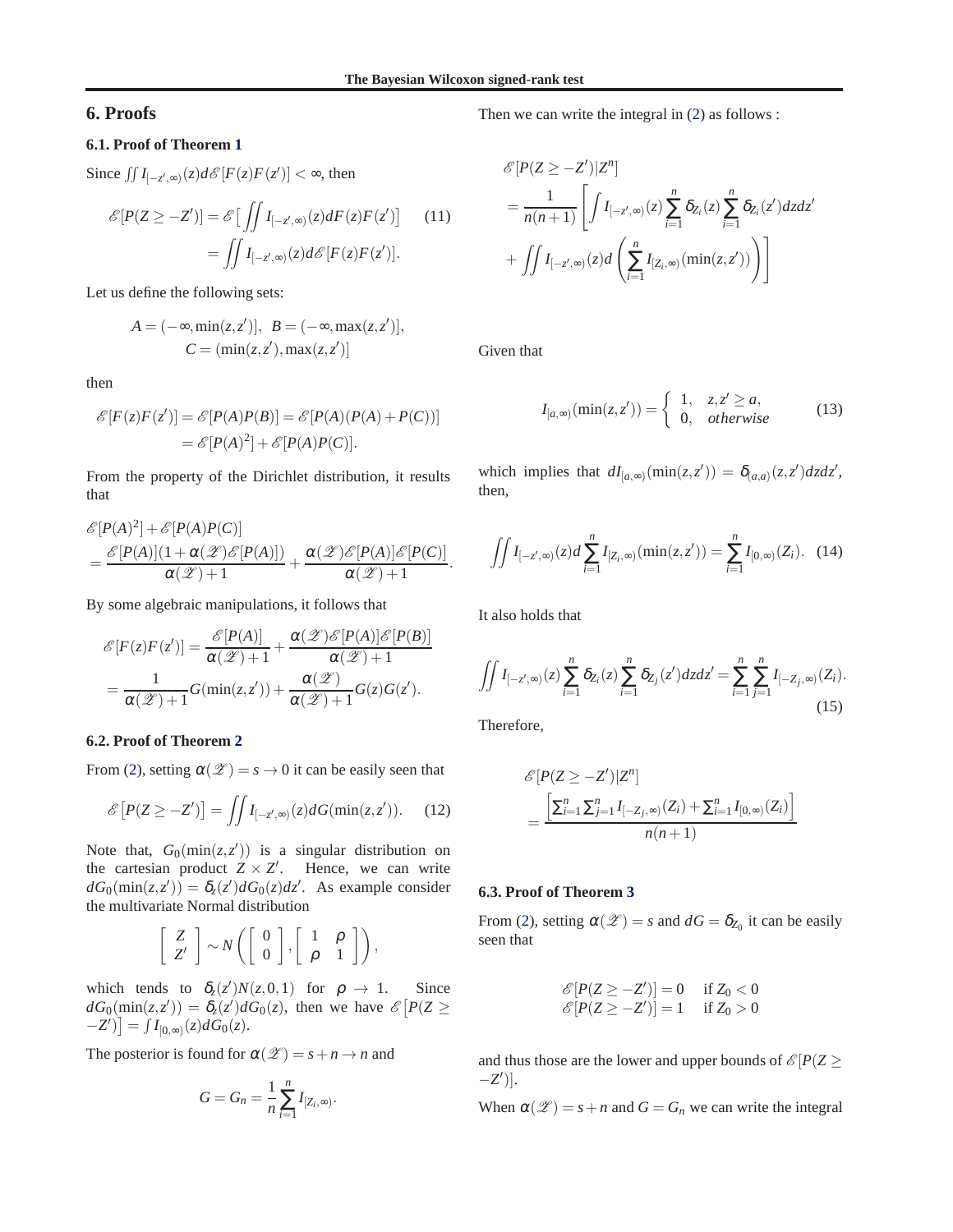## 6. Proofs

### 6.1. Proof of Theorem 1

Since $\iint I_{[-z',\infty)}(z) d\mathscr{E}[F(z)F(z')] < \infty$, then

$$\mathscr{E}[P(Z \geq -Z')] = \mathscr{E}\big[\iint I_{[-z',\infty)}(z) dF(z)F(z')\big] = \iint I_{[-z',\infty)}(z) d\mathscr{E}[F(z)F(z')]. \tag{11}$$

Let us define the following sets:

$$A = (-\infty, \min(z,z')], \;\; B = (-\infty, \max(z,z')], \\ C = (\min(z,z'), \max(z,z')]$$

then

$$\mathscr{E}[F(z)F(z')] = \mathscr{E}[P(A)P(B)] = \mathscr{E}[P(A)(P(A)+P(C))] \\ = \mathscr{E}[P(A)^2] + \mathscr{E}[P(A)P(C)].$$

From the property of the Dirichlet distribution, it results that

$$\mathscr{E}[P(A)^2] + \mathscr{E}[P(A)P(C)] \\ = \frac{\mathscr{E}[P(A)](1+\alpha(\mathscr{Z})\mathscr{E}[P(A)])}{\alpha(\mathscr{Z})+1} + \frac{\alpha(\mathscr{Z})\mathscr{E}[P(A)]\mathscr{E}[P(C)]}{\alpha(\mathscr{Z})+1}.$$

By some algebraic manipulations, it follows that

$$\mathscr{E}[F(z)F(z')] = \frac{\mathscr{E}[P(A)]}{\alpha(\mathscr{Z})+1} + \frac{\alpha(\mathscr{Z})\mathscr{E}[P(A)]\mathscr{E}[P(B)]}{\alpha(\mathscr{Z})+1} \\ = \frac{1}{\alpha(\mathscr{Z})+1} G(\min(z,z')) + \frac{\alpha(\mathscr{Z})}{\alpha(\mathscr{Z})+1} G(z)G(z').$$

### 6.2. Proof of Theorem 2

From (2), setting $\alpha(\mathscr{Z}) = s \to 0$ it can be easily seen that

$$\mathscr{E}\big[P(Z \geq -Z')\big] = \iint I_{[-z',\infty)}(z) dG(\min(z,z')). \tag{12}$$

Note that, $G_0(\min(z,z'))$ is a singular distribution on the cartesian product $Z \times Z'$. Hence, we can write $dG_0(\min(z,z')) = \delta_z(z') dG_0(z) dz'$. As example consider the multivariate Normal distribution

$$\begin{bmatrix} Z \\ Z' \end{bmatrix} \sim N\left(\begin{bmatrix} 0 \\ 0 \end{bmatrix}, \begin{bmatrix} 1 & \rho \\ \rho & 1 \end{bmatrix}\right),$$

which tends to $\delta_z(z') N(z,0,1)$ for $\rho \to 1$. Since $dG_0(\min(z,z')) = \delta_z(z') dG_0(z)$, then we have $\mathscr{E}\big[P(Z \geq -Z')\big] = \int I_{[0,\infty)}(z) dG_0(z)$.

The posterior is found for $\alpha(\mathscr{Z}) = s + n \to n$ and

$$G = G_n = \frac{1}{n}\sum_{i=1}^{n} I_{[Z_i,\infty)}.$$

Then we can write the integral in (2) as follows :

$$\mathscr{E}[P(Z \geq -Z')|Z^n] \\ = \frac{1}{n(n+1)}\left[\int I_{[-z',\infty)}(z) \sum_{i=1}^{n} \delta_{Z_i}(z) \sum_{i=1}^{n} \delta_{Z_i}(z') dz dz' \right. \\ \left. + \iint I_{[-z',\infty)}(z) d\left(\sum_{i=1}^{n} I_{[Z_i,\infty)}(\min(z,z'))\right)\right]$$

Given that

$$I_{[a,\infty)}(\min(z,z')) = \begin{cases} 1, & z,z' \geq a, \\ 0, & otherwise \end{cases} \tag{13}$$

which implies that $dI_{[a,\infty)}(\min(z,z')) = \delta_{(a,a)}(z,z') dz dz'$, then,

$$\iint I_{[-z',\infty)}(z) d\sum_{i=1}^{n} I_{[Z_i,\infty)}(\min(z,z')) = \sum_{i=1}^{n} I_{[0,\infty)}(Z_i). \tag{14}$$

It also holds that

$$\iint I_{[-z',\infty)}(z) \sum_{i=1}^{n} \delta_{Z_i}(z) \sum_{i=1}^{n} \delta_{Z_j}(z') dz dz' = \sum_{i=1}^{n}\sum_{j=1}^{n} I_{[-Z_j,\infty)}(Z_i). \tag{15}$$

Therefore,

$$\mathscr{E}[P(Z \geq -Z')|Z^n] \\ = \frac{\left[\sum_{i=1}^{n}\sum_{j=1}^{n} I_{[-Z_j,\infty)}(Z_i) + \sum_{i=1}^{n} I_{[0,\infty)}(Z_i)\right]}{n(n+1)}$$

### 6.3. Proof of Theorem 3

From (2), setting $\alpha(\mathscr{Z}) = s$ and $dG = \delta_{Z_0}$ it can be easily seen that

$$\mathscr{E}[P(Z \geq -Z')] = 0 \quad \text{if } Z_0 < 0 \\ \mathscr{E}[P(Z \geq -Z')] = 1 \quad \text{if } Z_0 > 0$$

and thus those are the lower and upper bounds of $\mathscr{E}[P(Z \geq -Z')]$.

When $\alpha(\mathscr{Z}) = s + n$ and $G = G_n$ we can write the integral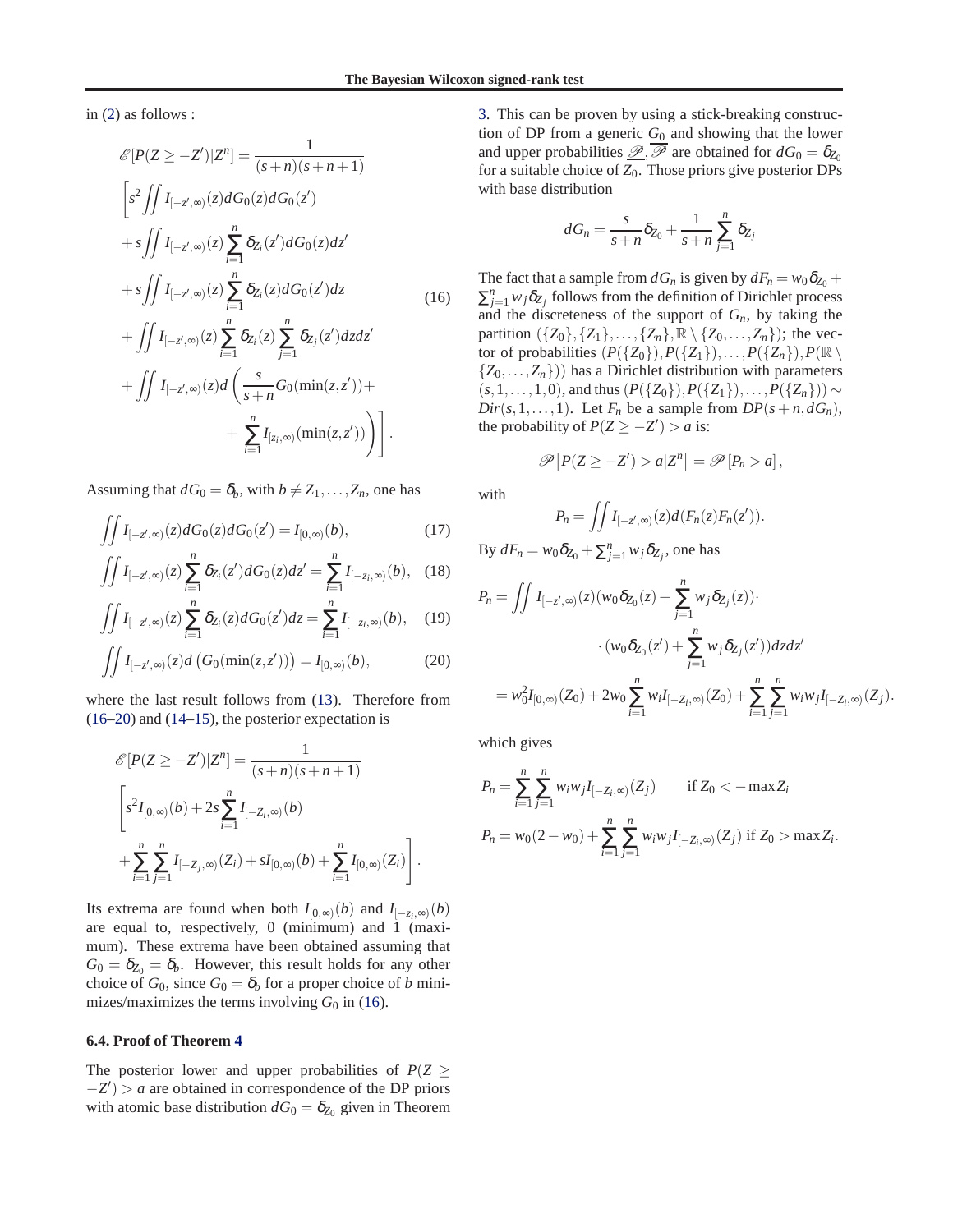in (2) as follows :

$$
\begin{aligned}
\mathscr{E}[P(Z \geq -Z')|Z^n] &= \frac{1}{(s+n)(s+n+1)} \\
&\Bigg[s^2 \iint I_{[-z',\infty)}(z) dG_0(z) dG_0(z') \\
&+ s \iint I_{[-z',\infty)}(z) \sum_{i=1}^{n} \delta_{Z_i}(z') dG_0(z) dz' \\
&+ s \iint I_{[-z',\infty)}(z) \sum_{i=1}^{n} \delta_{Z_i}(z) dG_0(z') dz \\
&+ \iint I_{[-z',\infty)}(z) \sum_{i=1}^{n} \delta_{Z_i}(z) \sum_{j=1}^{n} \delta_{Z_j}(z') dz dz' \\
&+ \iint I_{[-z',\infty)}(z) d\left(\frac{s}{s+n} G_0(\min(z,z')) + \right. \\
&\left. + \sum_{i=1}^{n} I_{[z_i,\infty)}(\min(z,z'))\right)\Bigg].
\end{aligned} \tag{16}
$$

Assuming that $dG_0 = \delta_b$, with $b \neq Z_1, \ldots, Z_n$, one has

$$
\iint I_{[-z',\infty)}(z) dG_0(z) dG_0(z') = I_{[0,\infty)}(b), \tag{17}
$$

$$
\iint I_{[-z',\infty)}(z) \sum_{i=1}^{n} \delta_{Z_i}(z') dG_0(z) dz' = \sum_{i=1}^{n} I_{[-z_i,\infty)}(b), \tag{18}
$$

$$
\iint I_{[-z',\infty)}(z) \sum_{i=1}^{n} \delta_{Z_i}(z) dG_0(z') dz = \sum_{i=1}^{n} I_{[-z_i,\infty)}(b), \tag{19}
$$

$$
\iint I_{[-z',\infty)}(z) d\left(G_0(\min(z,z'))\right) = I_{[0,\infty)}(b), \tag{20}
$$

where the last result follows from (13). Therefore from (16–20) and (14–15), the posterior expectation is

$$
\begin{aligned}
\mathscr{E}[P(Z \geq -Z')|Z^n] &= \frac{1}{(s+n)(s+n+1)} \\
&\Bigg[s^2 I_{[0,\infty)}(b) + 2s \sum_{i=1}^{n} I_{[-Z_i,\infty)}(b) \\
&+ \sum_{i=1}^{n} \sum_{j=1}^{n} I_{[-Z_j,\infty)}(Z_i) + s I_{[0,\infty)}(b) + \sum_{i=1}^{n} I_{[0,\infty)}(Z_i)\Bigg].
\end{aligned}
$$

Its extrema are found when both $I_{[0,\infty)}(b)$ and $I_{[-z_i,\infty)}(b)$ are equal to, respectively, 0 (minimum) and 1 (maximum). These extrema have been obtained assuming that $G_0 = \delta_{Z_0} = \delta_b$. However, this result holds for any other choice of $G_0$, since $G_0 = \delta_b$ for a proper choice of $b$ minimizes/maximizes the terms involving $G_0$ in (16).

### 6.4. Proof of Theorem 4

The posterior lower and upper probabilities of $P(Z \geq -Z') > a$ are obtained in correspondence of the DP priors with atomic base distribution $dG_0 = \delta_{Z_0}$ given in Theorem 3. This can be proven by using a stick-breaking construction of DP from a generic $G_0$ and showing that the lower and upper probabilities $\underline{\mathscr{P}}, \overline{\mathscr{P}}$ are obtained for $dG_0 = \delta_{Z_0}$ for a suitable choice of $Z_0$. Those priors give posterior DPs with base distribution

$$
dG_n = \frac{s}{s+n} \delta_{Z_0} + \frac{1}{s+n} \sum_{j=1}^{n} \delta_{Z_j}
$$

The fact that a sample from $dG_n$ is given by $dF_n = w_0 \delta_{Z_0} + \sum_{j=1}^{n} w_j \delta_{Z_j}$ follows from the definition of Dirichlet process and the discreteness of the support of $G_n$, by taking the partition $(\{Z_0\}, \{Z_1\}, \ldots, \{Z_n\}, \mathbb{R} \setminus \{Z_0, \ldots, Z_n\})$; the vector of probabilities $(P(\{Z_0\}), P(\{Z_1\}), \ldots, P(\{Z_n\}), P(\mathbb{R} \setminus \{Z_0, \ldots, Z_n\}))$ has a Dirichlet distribution with parameters $(s, 1, \ldots, 1, 0)$, and thus $(P(\{Z_0\}), P(\{Z_1\}), \ldots, P(\{Z_n\})) \sim Dir(s, 1, \ldots, 1)$. Let $F_n$ be a sample from $DP(s+n, dG_n)$, the probability of $P(Z \geq -Z') > a$ is:

$$
\mathscr{P}\left[P(Z \geq -Z') > a | Z^n\right] = \mathscr{P}\left[P_n > a\right],
$$

with

$$
P_n = \iint I_{[-z',\infty)}(z) d(F_n(z) F_n(z')).
$$

By $dF_n = w_0 \delta_{Z_0} + \sum_{j=1}^{n} w_j \delta_{Z_j}$, one has

$$
\begin{aligned}
P_n &= \iint I_{[-z',\infty)}(z) (w_0 \delta_{Z_0}(z) + \sum_{j=1}^{n} w_j \delta_{Z_j}(z)) \cdot \\
&\quad \cdot (w_0 \delta_{Z_0}(z') + \sum_{j=1}^{n} w_j \delta_{Z_j}(z')) dz dz' \\
&= w_0^2 I_{[0,\infty)}(Z_0) + 2 w_0 \sum_{i=1}^{n} w_i I_{[-Z_i,\infty)}(Z_0) + \sum_{i=1}^{n} \sum_{j=1}^{n} w_i w_j I_{[-Z_i,\infty)}(Z_j).
\end{aligned}
$$

which gives

$$
P_n = \sum_{i=1}^{n} \sum_{j=1}^{n} w_i w_j I_{[-Z_i,\infty)}(Z_j) \qquad \text{if } Z_0 < -\max Z_i
$$

$$
P_n = w_0(2 - w_0) + \sum_{i=1}^{n} \sum_{j=1}^{n} w_i w_j I_{[-Z_i,\infty)}(Z_j) \text{ if } Z_0 > \max Z_i.
$$